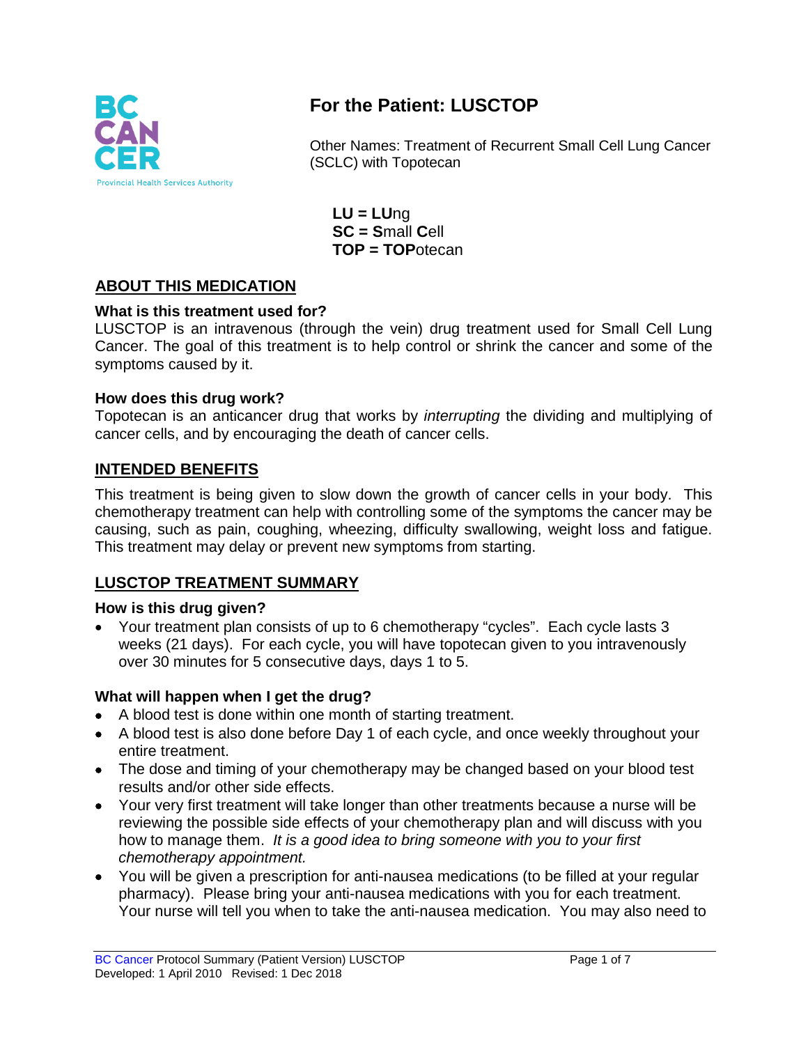# For the Patient: LUSCTOP

Other Names: Treatment of Recurrent Small Cell Lung Cancer (SCLC) with Topotecan

**LU = LU**ng
**SC = S**mall **C**ell
**TOP = TOP**otecan

## ABOUT THIS MEDICATION

### What is this treatment used for?

LUSCTOP is an intravenous (through the vein) drug treatment used for Small Cell Lung Cancer. The goal of this treatment is to help control or shrink the cancer and some of the symptoms caused by it.

### How does this drug work?

Topotecan is an anticancer drug that works by *interrupting* the dividing and multiplying of cancer cells, and by encouraging the death of cancer cells.

## INTENDED BENEFITS

This treatment is being given to slow down the growth of cancer cells in your body. This chemotherapy treatment can help with controlling some of the symptoms the cancer may be causing, such as pain, coughing, wheezing, difficulty swallowing, weight loss and fatigue. This treatment may delay or prevent new symptoms from starting.

## LUSCTOP TREATMENT SUMMARY

### How is this drug given?

- Your treatment plan consists of up to 6 chemotherapy "cycles". Each cycle lasts 3 weeks (21 days). For each cycle, you will have topotecan given to you intravenously over 30 minutes for 5 consecutive days, days 1 to 5.

### What will happen when I get the drug?

- A blood test is done within one month of starting treatment.
- A blood test is also done before Day 1 of each cycle, and once weekly throughout your entire treatment.
- The dose and timing of your chemotherapy may be changed based on your blood test results and/or other side effects.
- Your very first treatment will take longer than other treatments because a nurse will be reviewing the possible side effects of your chemotherapy plan and will discuss with you how to manage them. *It is a good idea to bring someone with you to your first chemotherapy appointment.*
- You will be given a prescription for anti-nausea medications (to be filled at your regular pharmacy). Please bring your anti-nausea medications with you for each treatment. Your nurse will tell you when to take the anti-nausea medication. You may also need to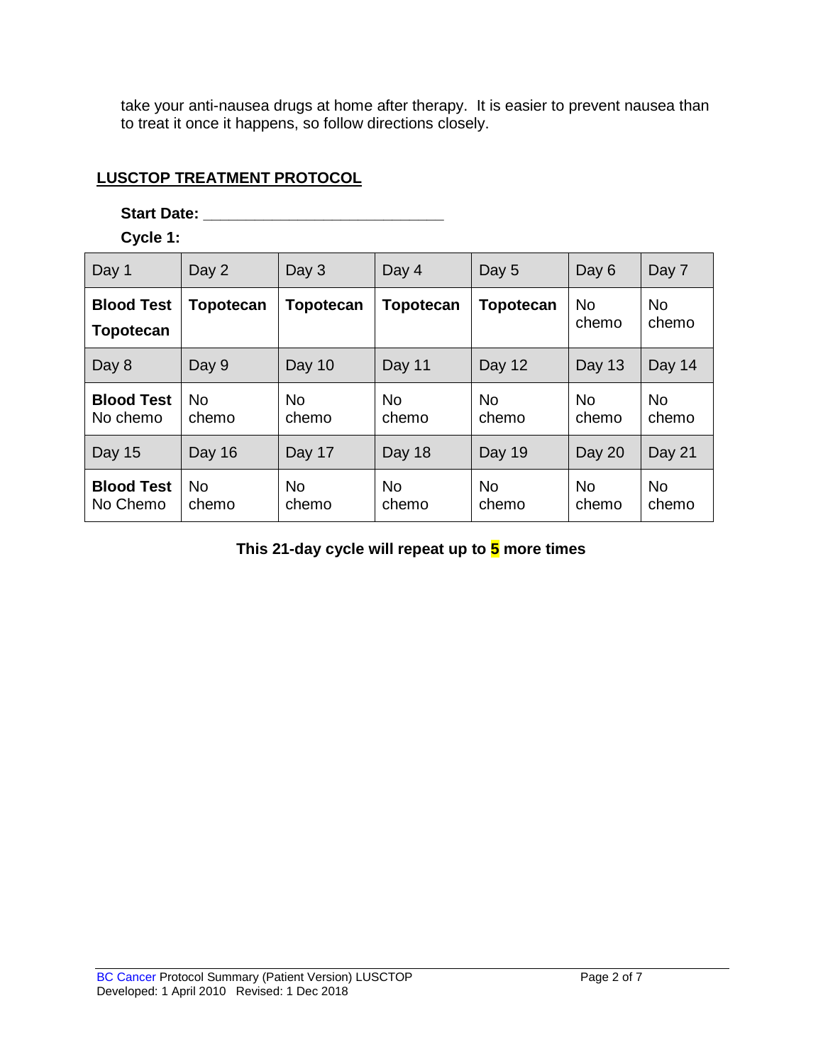take your anti-nausea drugs at home after therapy. It is easier to prevent nausea than to treat it once it happens, so follow directions closely.

## LUSCTOP TREATMENT PROTOCOL

**Start Date: ___________________________**

**Cycle 1:**

| | | | | | | |
|---|---|---|---|---|---|---|
| Day 1 | Day 2 | Day 3 | Day 4 | Day 5 | Day 6 | Day 7 |
| **Blood Test** **Topotecan** | **Topotecan** | **Topotecan** | **Topotecan** | **Topotecan** | No chemo | No chemo |
| Day 8 | Day 9 | Day 10 | Day 11 | Day 12 | Day 13 | Day 14 |
| **Blood Test** No chemo | No chemo | No chemo | No chemo | No chemo | No chemo | No chemo |
| Day 15 | Day 16 | Day 17 | Day 18 | Day 19 | Day 20 | Day 21 |
| **Blood Test** No Chemo | No chemo | No chemo | No chemo | No chemo | No chemo | No chemo |

**This 21-day cycle will repeat up to 5 more times**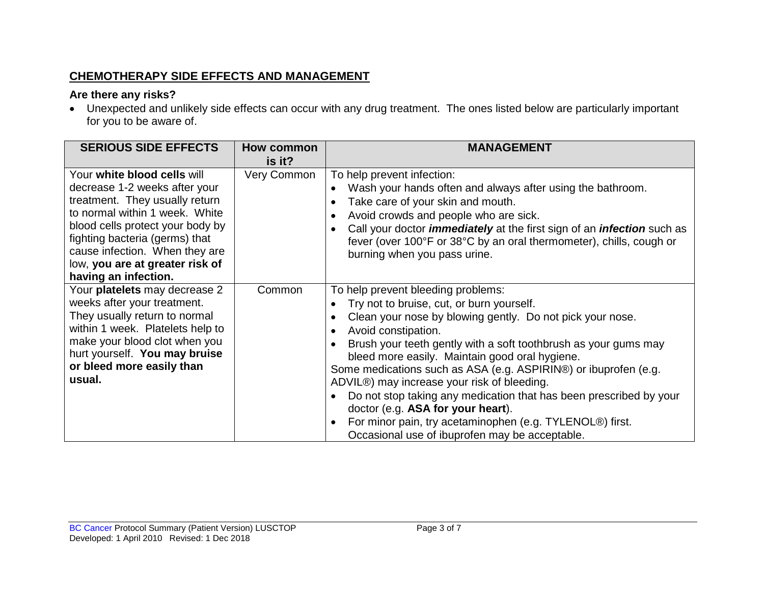## CHEMOTHERAPY SIDE EFFECTS AND MANAGEMENT

**Are there any risks?**

- Unexpected and unlikely side effects can occur with any drug treatment. The ones listed below are particularly important for you to be aware of.

| SERIOUS SIDE EFFECTS | How common is it? | MANAGEMENT |
|---|---|---|
| Your **white blood cells** will decrease 1-2 weeks after your treatment. They usually return to normal within 1 week. White blood cells protect your body by fighting bacteria (germs) that cause infection. When they are low, **you are at greater risk of having an infection.** | Very Common | To help prevent infection:<br>• Wash your hands often and always after using the bathroom.<br>• Take care of your skin and mouth.<br>• Avoid crowds and people who are sick.<br>• Call your doctor ***immediately*** at the first sign of an ***infection*** such as fever (over 100°F or 38°C by an oral thermometer), chills, cough or burning when you pass urine. |
| Your **platelets** may decrease 2 weeks after your treatment. They usually return to normal within 1 week. Platelets help to make your blood clot when you hurt yourself. **You may bruise or bleed more easily than usual.** | Common | To help prevent bleeding problems:<br>• Try not to bruise, cut, or burn yourself.<br>• Clean your nose by blowing gently. Do not pick your nose.<br>• Avoid constipation.<br>• Brush your teeth gently with a soft toothbrush as your gums may bleed more easily. Maintain good oral hygiene.<br>Some medications such as ASA (e.g. ASPIRIN®) or ibuprofen (e.g. ADVIL®) may increase your risk of bleeding.<br>• Do not stop taking any medication that has been prescribed by your doctor (e.g. **ASA for your heart**).<br>• For minor pain, try acetaminophen (e.g. TYLENOL®) first. Occasional use of ibuprofen may be acceptable. |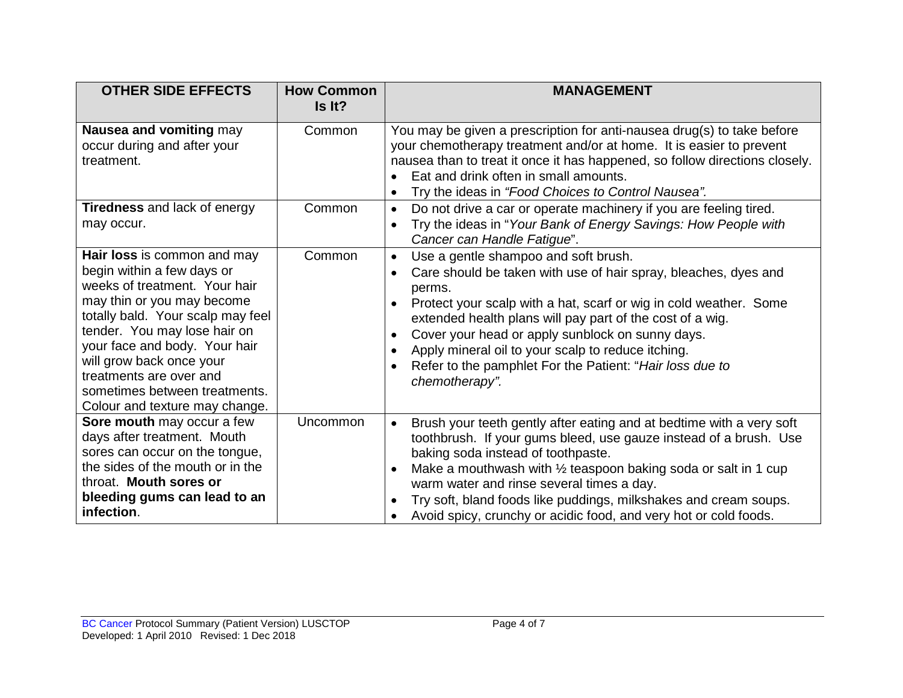| OTHER SIDE EFFECTS | How Common Is It? | MANAGEMENT |
|---|---|---|
| **Nausea and vomiting** may occur during and after your treatment. | Common | You may be given a prescription for anti-nausea drug(s) to take before your chemotherapy treatment and/or at home. It is easier to prevent nausea than to treat it once it has happened, so follow directions closely.<br>• Eat and drink often in small amounts.<br>• Try the ideas in *"Food Choices to Control Nausea".* |
| **Tiredness** and lack of energy may occur. | Common | • Do not drive a car or operate machinery if you are feeling tired.<br>• Try the ideas in "*Your Bank of Energy Savings: How People with Cancer can Handle Fatigue*". |
| **Hair loss** is common and may begin within a few days or weeks of treatment. Your hair may thin or you may become totally bald. Your scalp may feel tender. You may lose hair on your face and body. Your hair will grow back once your treatments are over and sometimes between treatments. Colour and texture may change. | Common | • Use a gentle shampoo and soft brush.<br>• Care should be taken with use of hair spray, bleaches, dyes and perms.<br>• Protect your scalp with a hat, scarf or wig in cold weather. Some extended health plans will pay part of the cost of a wig.<br>• Cover your head or apply sunblock on sunny days.<br>• Apply mineral oil to your scalp to reduce itching.<br>• Refer to the pamphlet For the Patient: "*Hair loss due to chemotherapy".* |
| **Sore mouth** may occur a few days after treatment. Mouth sores can occur on the tongue, the sides of the mouth or in the throat. **Mouth sores or bleeding gums can lead to an infection**. | Uncommon | • Brush your teeth gently after eating and at bedtime with a very soft toothbrush. If your gums bleed, use gauze instead of a brush. Use baking soda instead of toothpaste.<br>• Make a mouthwash with ½ teaspoon baking soda or salt in 1 cup warm water and rinse several times a day.<br>• Try soft, bland foods like puddings, milkshakes and cream soups.<br>• Avoid spicy, crunchy or acidic food, and very hot or cold foods. |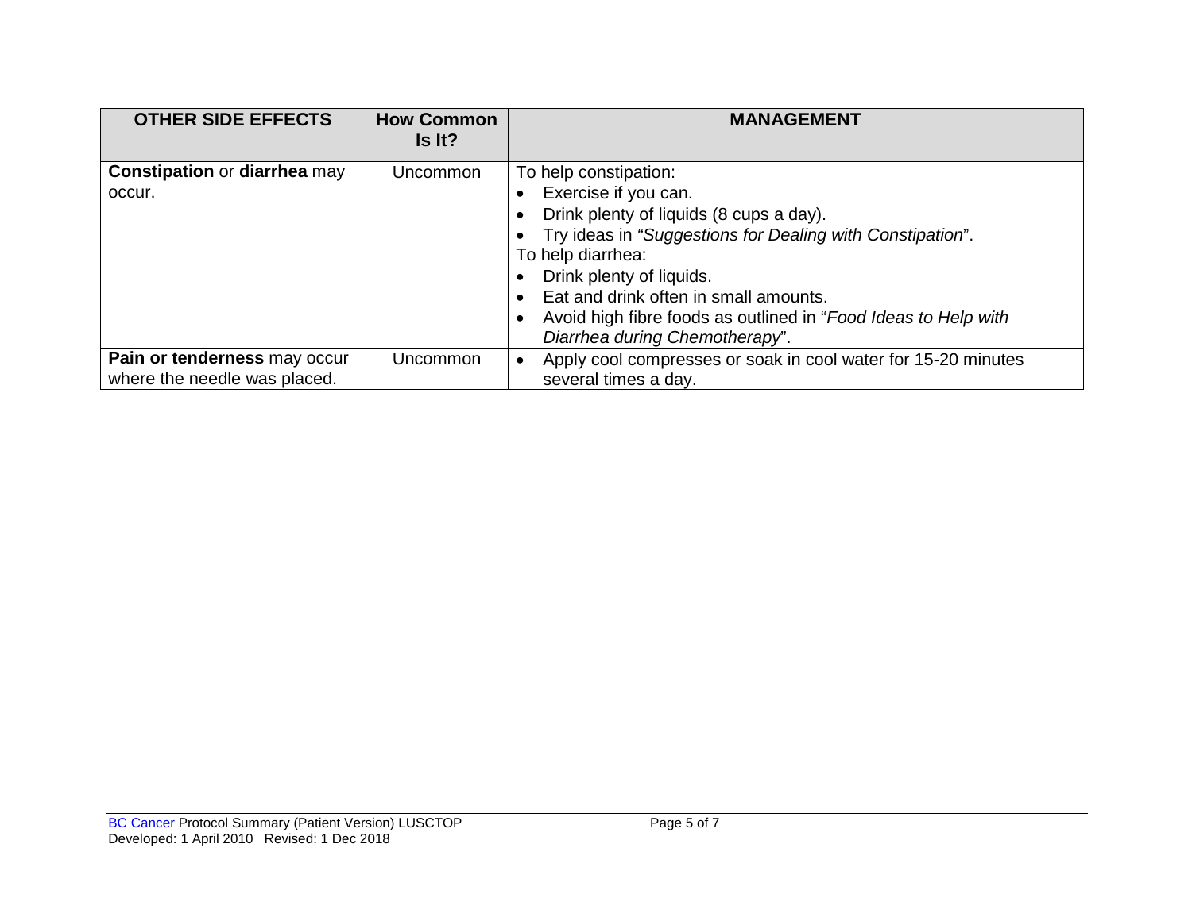| OTHER SIDE EFFECTS | How Common Is It? | MANAGEMENT |
|---|---|---|
| **Constipation** or **diarrhea** may occur. | Uncommon | To help constipation:<br>• Exercise if you can.<br>• Drink plenty of liquids (8 cups a day).<br>• Try ideas in *"Suggestions for Dealing with Constipation*".<br>To help diarrhea:<br>• Drink plenty of liquids.<br>• Eat and drink often in small amounts.<br>• Avoid high fibre foods as outlined in "*Food Ideas to Help with Diarrhea during Chemotherapy*". |
| **Pain or tenderness** may occur where the needle was placed. | Uncommon | • Apply cool compresses or soak in cool water for 15-20 minutes several times a day. |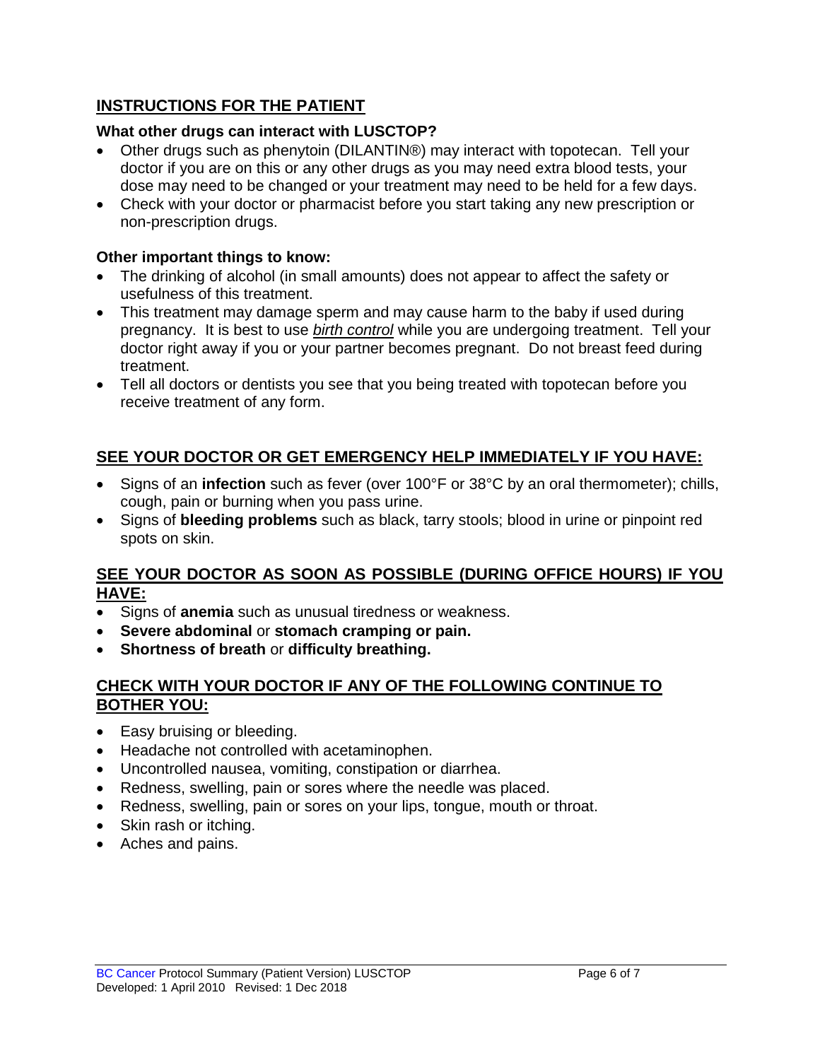## INSTRUCTIONS FOR THE PATIENT

**What other drugs can interact with LUSCTOP?**

- Other drugs such as phenytoin (DILANTIN®) may interact with topotecan. Tell your doctor if you are on this or any other drugs as you may need extra blood tests, your dose may need to be changed or your treatment may need to be held for a few days.
- Check with your doctor or pharmacist before you start taking any new prescription or non-prescription drugs.

**Other important things to know:**

- The drinking of alcohol (in small amounts) does not appear to affect the safety or usefulness of this treatment.
- This treatment may damage sperm and may cause harm to the baby if used during pregnancy. It is best to use *birth control* while you are undergoing treatment. Tell your doctor right away if you or your partner becomes pregnant. Do not breast feed during treatment.
- Tell all doctors or dentists you see that you being treated with topotecan before you receive treatment of any form.

## SEE YOUR DOCTOR OR GET EMERGENCY HELP IMMEDIATELY IF YOU HAVE:

- Signs of an **infection** such as fever (over 100°F or 38°C by an oral thermometer); chills, cough, pain or burning when you pass urine.
- Signs of **bleeding problems** such as black, tarry stools; blood in urine or pinpoint red spots on skin.

## SEE YOUR DOCTOR AS SOON AS POSSIBLE (DURING OFFICE HOURS) IF YOU HAVE:

- Signs of **anemia** such as unusual tiredness or weakness.
- **Severe abdominal** or **stomach cramping or pain.**
- **Shortness of breath** or **difficulty breathing.**

## CHECK WITH YOUR DOCTOR IF ANY OF THE FOLLOWING CONTINUE TO BOTHER YOU:

- Easy bruising or bleeding.
- Headache not controlled with acetaminophen.
- Uncontrolled nausea, vomiting, constipation or diarrhea.
- Redness, swelling, pain or sores where the needle was placed.
- Redness, swelling, pain or sores on your lips, tongue, mouth or throat.
- Skin rash or itching.
- Aches and pains.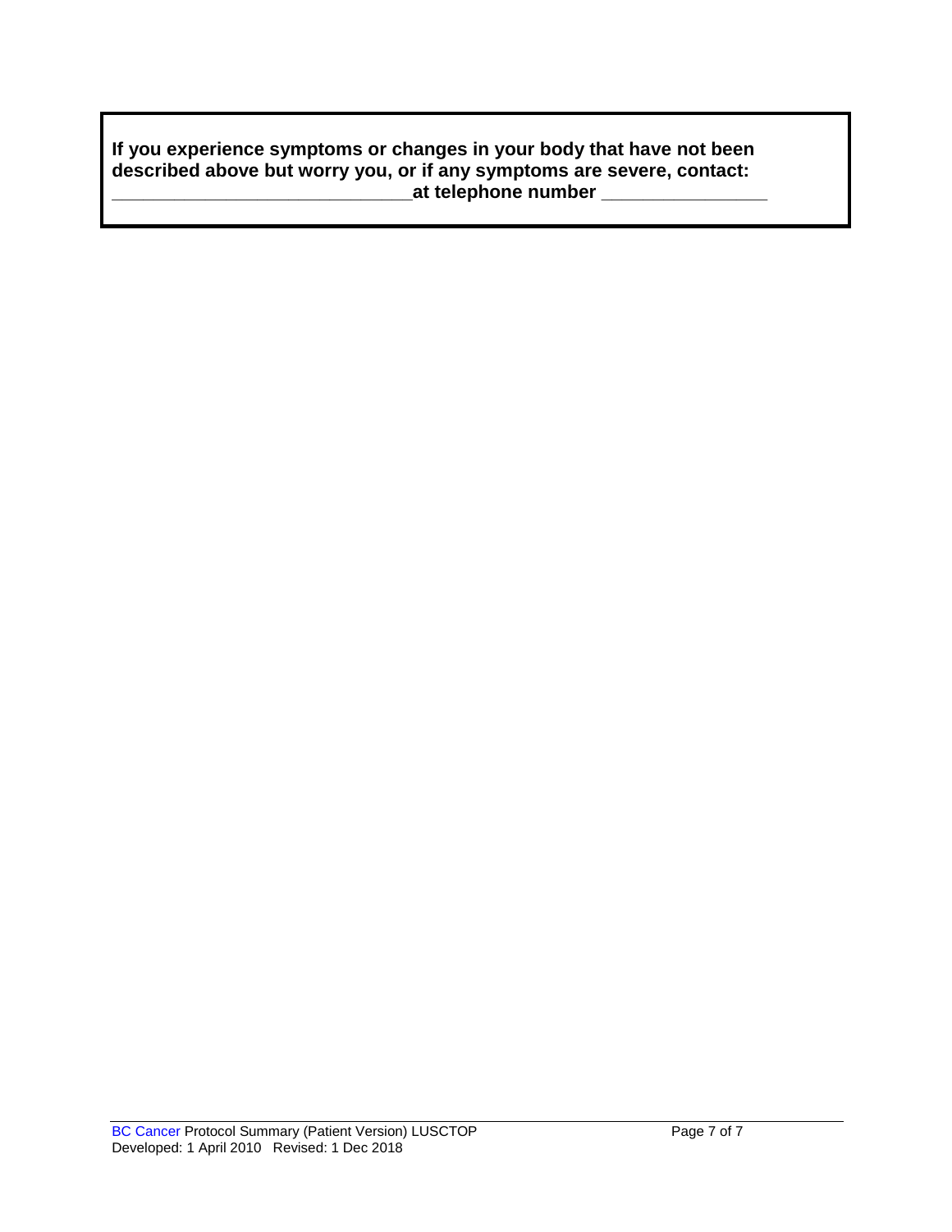**If you experience symptoms or changes in your body that have not been described above but worry you, or if any symptoms are severe, contact: _______________________________at telephone number _________________**